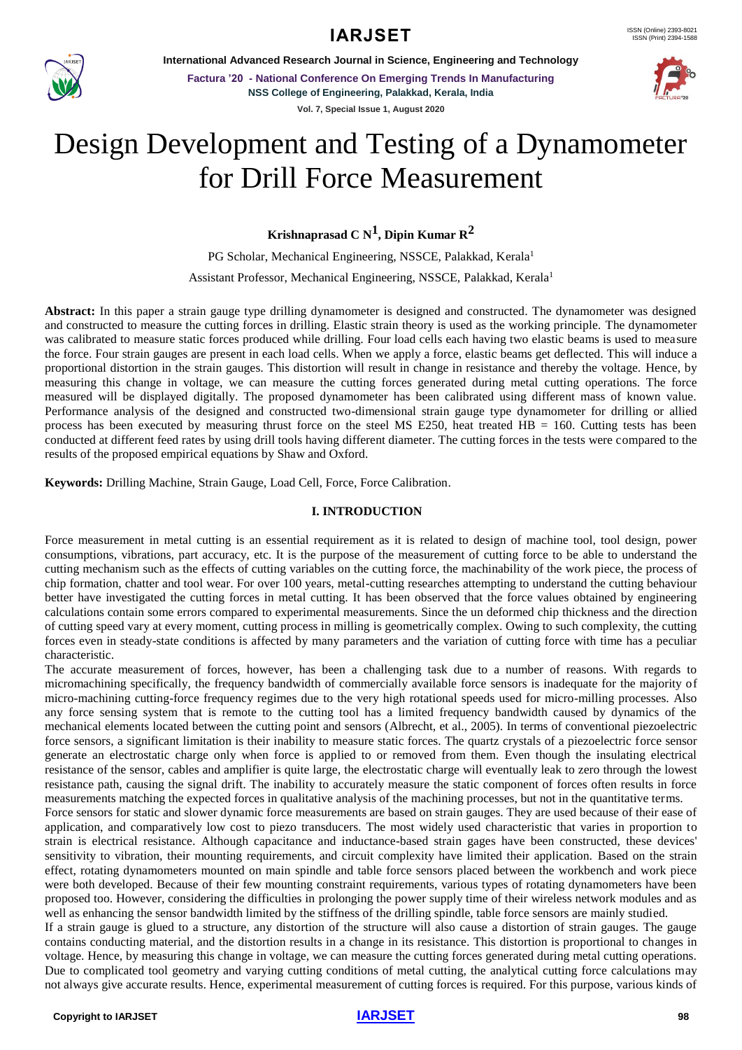# Design Development and Testing of a Dynamometer for Drill Force Measurement

**Krishnaprasad C N[1], Dipin Kumar R[2]**

PG Scholar, Mechanical Engineering, NSSCE, Palakkad, Kerala[1]

Assistant Professor, Mechanical Engineering, NSSCE, Palakkad, Kerala[1]

**Abstract:** In this paper a strain gauge type drilling dynamometer is designed and constructed. The dynamometer was designed and constructed to measure the cutting forces in drilling. Elastic strain theory is used as the working principle. The dynamometer was calibrated to measure static forces produced while drilling. Four load cells each having two elastic beams is used to measure the force. Four strain gauges are present in each load cells. When we apply a force, elastic beams get deflected. This will induce a proportional distortion in the strain gauges. This distortion will result in change in resistance and thereby the voltage. Hence, by measuring this change in voltage, we can measure the cutting forces generated during metal cutting operations. The force measured will be displayed digitally. The proposed dynamometer has been calibrated using different mass of known value. Performance analysis of the designed and constructed two-dimensional strain gauge type dynamometer for drilling or allied process has been executed by measuring thrust force on the steel MS E250, heat treated HB = 160. Cutting tests has been conducted at different feed rates by using drill tools having different diameter. The cutting forces in the tests were compared to the results of the proposed empirical equations by Shaw and Oxford.

**Keywords:** Drilling Machine, Strain Gauge, Load Cell, Force, Force Calibration.

## I. INTRODUCTION

Force measurement in metal cutting is an essential requirement as it is related to design of machine tool, tool design, power consumptions, vibrations, part accuracy, etc. It is the purpose of the measurement of cutting force to be able to understand the cutting mechanism such as the effects of cutting variables on the cutting force, the machinability of the work piece, the process of chip formation, chatter and tool wear. For over 100 years, metal-cutting researches attempting to understand the cutting behaviour better have investigated the cutting forces in metal cutting. It has been observed that the force values obtained by engineering calculations contain some errors compared to experimental measurements. Since the un deformed chip thickness and the direction of cutting speed vary at every moment, cutting process in milling is geometrically complex. Owing to such complexity, the cutting forces even in steady-state conditions is affected by many parameters and the variation of cutting force with time has a peculiar characteristic.

The accurate measurement of forces, however, has been a challenging task due to a number of reasons. With regards to micromachining specifically, the frequency bandwidth of commercially available force sensors is inadequate for the majority of micro-machining cutting-force frequency regimes due to the very high rotational speeds used for micro-milling processes. Also any force sensing system that is remote to the cutting tool has a limited frequency bandwidth caused by dynamics of the mechanical elements located between the cutting point and sensors (Albrecht, et al., 2005). In terms of conventional piezoelectric force sensors, a significant limitation is their inability to measure static forces. The quartz crystals of a piezoelectric force sensor generate an electrostatic charge only when force is applied to or removed from them. Even though the insulating electrical resistance of the sensor, cables and amplifier is quite large, the electrostatic charge will eventually leak to zero through the lowest resistance path, causing the signal drift. The inability to accurately measure the static component of forces often results in force measurements matching the expected forces in qualitative analysis of the machining processes, but not in the quantitative terms.

Force sensors for static and slower dynamic force measurements are based on strain gauges. They are used because of their ease of application, and comparatively low cost to piezo transducers. The most widely used characteristic that varies in proportion to strain is electrical resistance. Although capacitance and inductance-based strain gages have been constructed, these devices' sensitivity to vibration, their mounting requirements, and circuit complexity have limited their application. Based on the strain effect, rotating dynamometers mounted on main spindle and table force sensors placed between the workbench and work piece were both developed. Because of their few mounting constraint requirements, various types of rotating dynamometers have been proposed too. However, considering the difficulties in prolonging the power supply time of their wireless network modules and as well as enhancing the sensor bandwidth limited by the stiffness of the drilling spindle, table force sensors are mainly studied.

If a strain gauge is glued to a structure, any distortion of the structure will also cause a distortion of strain gauges. The gauge contains conducting material, and the distortion results in a change in its resistance. This distortion is proportional to changes in voltage. Hence, by measuring this change in voltage, we can measure the cutting forces generated during metal cutting operations. Due to complicated tool geometry and varying cutting conditions of metal cutting, the analytical cutting force calculations may not always give accurate results. Hence, experimental measurement of cutting forces is required. For this purpose, various kinds of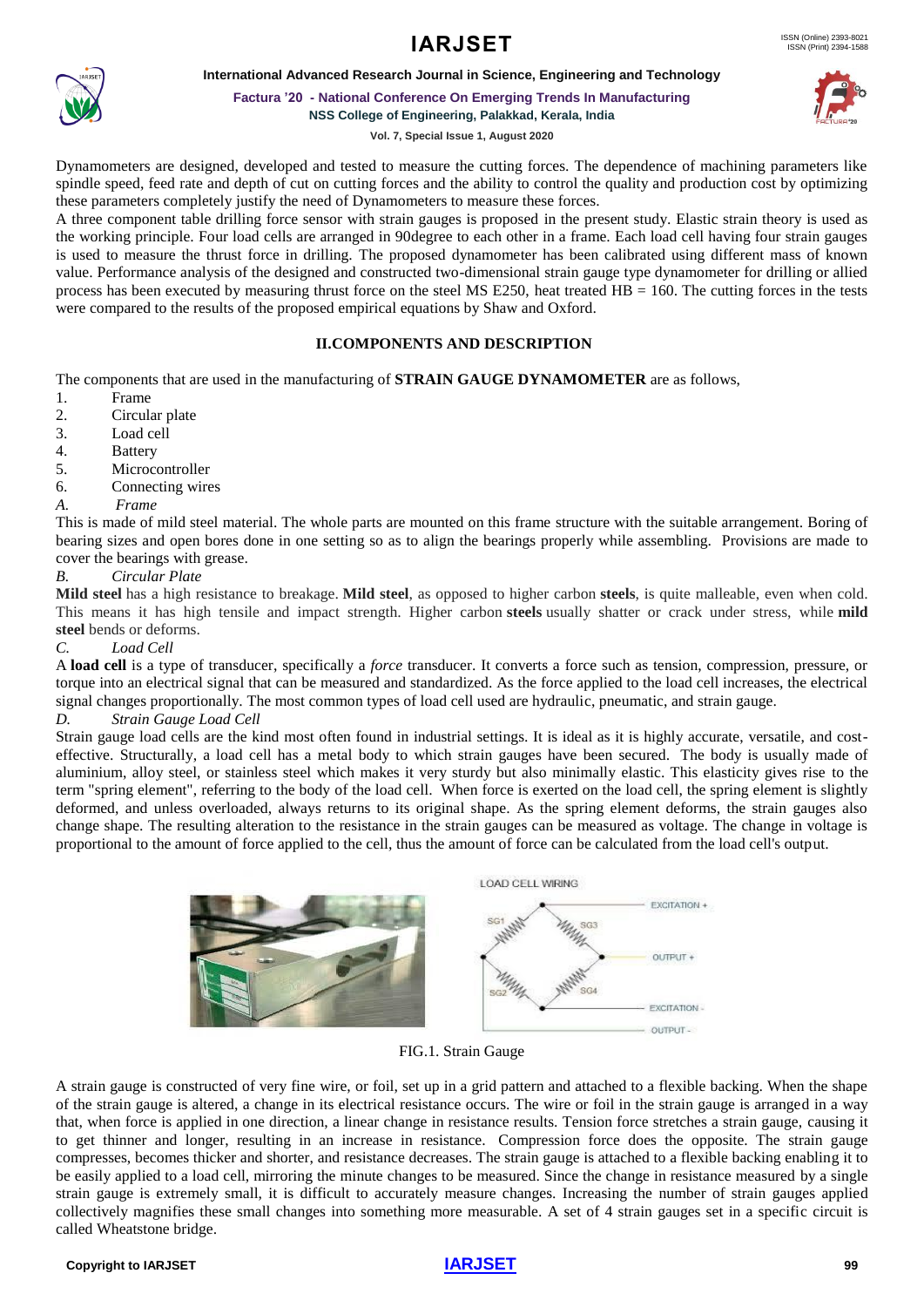Dynamometers are designed, developed and tested to measure the cutting forces. The dependence of machining parameters like spindle speed, feed rate and depth of cut on cutting forces and the ability to control the quality and production cost by optimizing these parameters completely justify the need of Dynamometers to measure these forces.

A three component table drilling force sensor with strain gauges is proposed in the present study. Elastic strain theory is used as the working principle. Four load cells are arranged in 90degree to each other in a frame. Each load cell having four strain gauges is used to measure the thrust force in drilling. The proposed dynamometer has been calibrated using different mass of known value. Performance analysis of the designed and constructed two-dimensional strain gauge type dynamometer for drilling or allied process has been executed by measuring thrust force on the steel MS E250, heat treated HB = 160. The cutting forces in the tests were compared to the results of the proposed empirical equations by Shaw and Oxford.

## II.COMPONENTS AND DESCRIPTION

The components that are used in the manufacturing of **STRAIN GAUGE DYNAMOMETER** are as follows,

1. Frame
2. Circular plate
3. Load cell
4. Battery
5. Microcontroller
6. Connecting wires

### *A. Frame*

This is made of mild steel material. The whole parts are mounted on this frame structure with the suitable arrangement. Boring of bearing sizes and open bores done in one setting so as to align the bearings properly while assembling. Provisions are made to cover the bearings with grease.

### *B. Circular Plate*

**Mild steel** has a high resistance to breakage. **Mild steel**, as opposed to higher carbon **steels**, is quite malleable, even when cold. This means it has high tensile and impact strength. Higher carbon **steels** usually shatter or crack under stress, while **mild steel** bends or deforms.

### *C. Load Cell*

A **load cell** is a type of transducer, specifically a *force* transducer. It converts a force such as tension, compression, pressure, or torque into an electrical signal that can be measured and standardized. As the force applied to the load cell increases, the electrical signal changes proportionally. The most common types of load cell used are hydraulic, pneumatic, and strain gauge.

### *D. Strain Gauge Load Cell*

Strain gauge load cells are the kind most often found in industrial settings. It is ideal as it is highly accurate, versatile, and cost-effective. Structurally, a load cell has a metal body to which strain gauges have been secured. The body is usually made of aluminium, alloy steel, or stainless steel which makes it very sturdy but also minimally elastic. This elasticity gives rise to the term "spring element", referring to the body of the load cell. When force is exerted on the load cell, the spring element is slightly deformed, and unless overloaded, always returns to its original shape. As the spring element deforms, the strain gauges also change shape. The resulting alteration to the resistance in the strain gauges can be measured as voltage. The change in voltage is proportional to the amount of force applied to the cell, thus the amount of force can be calculated from the load cell's output.

FIG.1. Strain Gauge

A strain gauge is constructed of very fine wire, or foil, set up in a grid pattern and attached to a flexible backing. When the shape of the strain gauge is altered, a change in its electrical resistance occurs. The wire or foil in the strain gauge is arranged in a way that, when force is applied in one direction, a linear change in resistance results. Tension force stretches a strain gauge, causing it to get thinner and longer, resulting in an increase in resistance. Compression force does the opposite. The strain gauge compresses, becomes thicker and shorter, and resistance decreases. The strain gauge is attached to a flexible backing enabling it to be easily applied to a load cell, mirroring the minute changes to be measured. Since the change in resistance measured by a single strain gauge is extremely small, it is difficult to accurately measure changes. Increasing the number of strain gauges applied collectively magnifies these small changes into something more measurable. A set of 4 strain gauges set in a specific circuit is called Wheatstone bridge.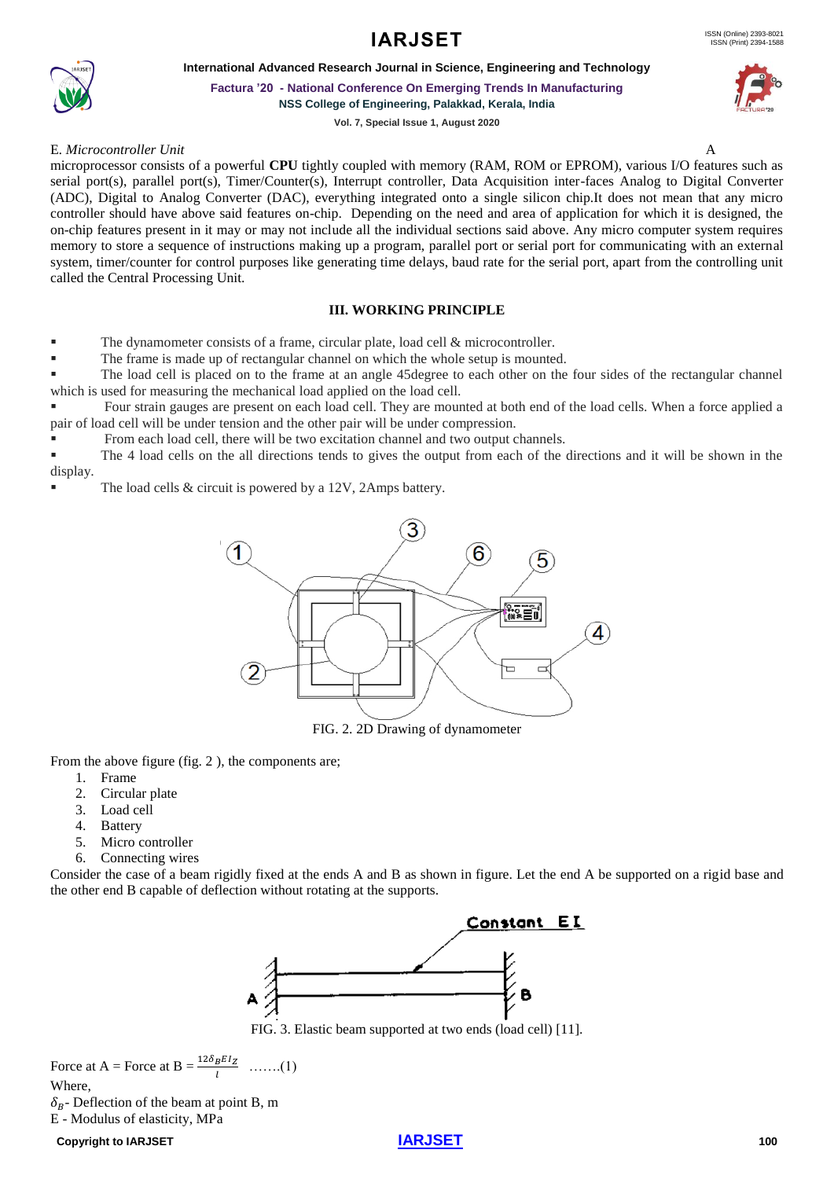E. *Microcontroller Unit* A

microprocessor consists of a powerful **CPU** tightly coupled with memory (RAM, ROM or EPROM), various I/O features such as serial port(s), parallel port(s), Timer/Counter(s), Interrupt controller, Data Acquisition inter-faces Analog to Digital Converter (ADC), Digital to Analog Converter (DAC), everything integrated onto a single silicon chip.It does not mean that any micro controller should have above said features on-chip. Depending on the need and area of application for which it is designed, the on-chip features present in it may or may not include all the individual sections said above. Any micro computer system requires memory to store a sequence of instructions making up a program, parallel port or serial port for communicating with an external system, timer/counter for control purposes like generating time delays, baud rate for the serial port, apart from the controlling unit called the Central Processing Unit.

## III. WORKING PRINCIPLE

- The dynamometer consists of a frame, circular plate, load cell & microcontroller.
- The frame is made up of rectangular channel on which the whole setup is mounted.
- The load cell is placed on to the frame at an angle 45degree to each other on the four sides of the rectangular channel which is used for measuring the mechanical load applied on the load cell.
- Four strain gauges are present on each load cell. They are mounted at both end of the load cells. When a force applied a pair of load cell will be under tension and the other pair will be under compression.
- From each load cell, there will be two excitation channel and two output channels.
- The 4 load cells on the all directions tends to gives the output from each of the directions and it will be shown in the display.
- The load cells & circuit is powered by a 12V, 2Amps battery.

FIG. 2. 2D Drawing of dynamometer

From the above figure (fig. 2 ), the components are;

1. Frame
2. Circular plate
3. Load cell
4. Battery
5. Micro controller
6. Connecting wires

Consider the case of a beam rigidly fixed at the ends A and B as shown in figure. Let the end A be supported on a rigid base and the other end B capable of deflection without rotating at the supports.

FIG. 3. Elastic beam supported at two ends (load cell) [11].

Force at A = Force at B = $\frac{12\delta_B E I_Z}{l}$ …….(1)

Where,

$\delta_B$ - Deflection of the beam at point B, m

E - Modulus of elasticity, MPa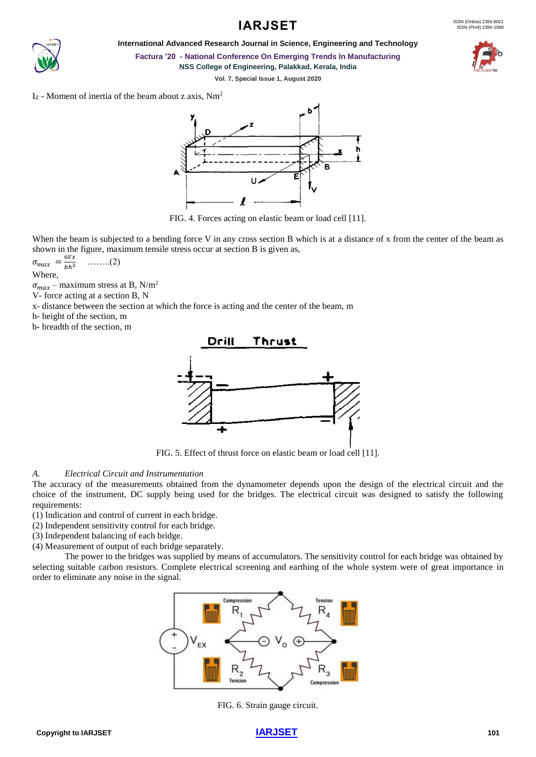$I_Z$ - Moment of inertia of the beam about z axis, $Nm^2$

FIG. 4. Forces acting on elastic beam or load cell [11].

When the beam is subjected to a bending force V in any cross section B which is at a distance of x from the center of the beam as shown in the figure, maximum tensile stress occur at section B is given as,

$\sigma_{max} = \frac{6Vx}{bh^2}$ ……..(2)

Where,

$\sigma_{max}$ – maximum stress at B, $N/m^2$

V- force acting at a section B, N

x- distance between the section at which the force is acting and the center of the beam, m

h- height of the section, m

b- breadth of the section, m

FIG. 5. Effect of thrust force on elastic beam or load cell [11].

*A. Electrical Circuit and Instrumentation*

The accuracy of the measurements obtained from the dynamometer depends upon the design of the electrical circuit and the choice of the instrument, DC supply being used for the bridges. The electrical circuit was designed to satisfy the following requirements:

(1) Indication and control of current in each bridge.
(2) Independent sensitivity control for each bridge.
(3) Independent balancing of each bridge.
(4) Measurement of output of each bridge separately.

The power to the bridges was supplied by means of accumulators. The sensitivity control for each bridge was obtained by selecting suitable carbon resistors. Complete electrical screening and earthing of the whole system were of great importance in order to eliminate any noise in the signal.

FIG. 6. Strain gauge circuit.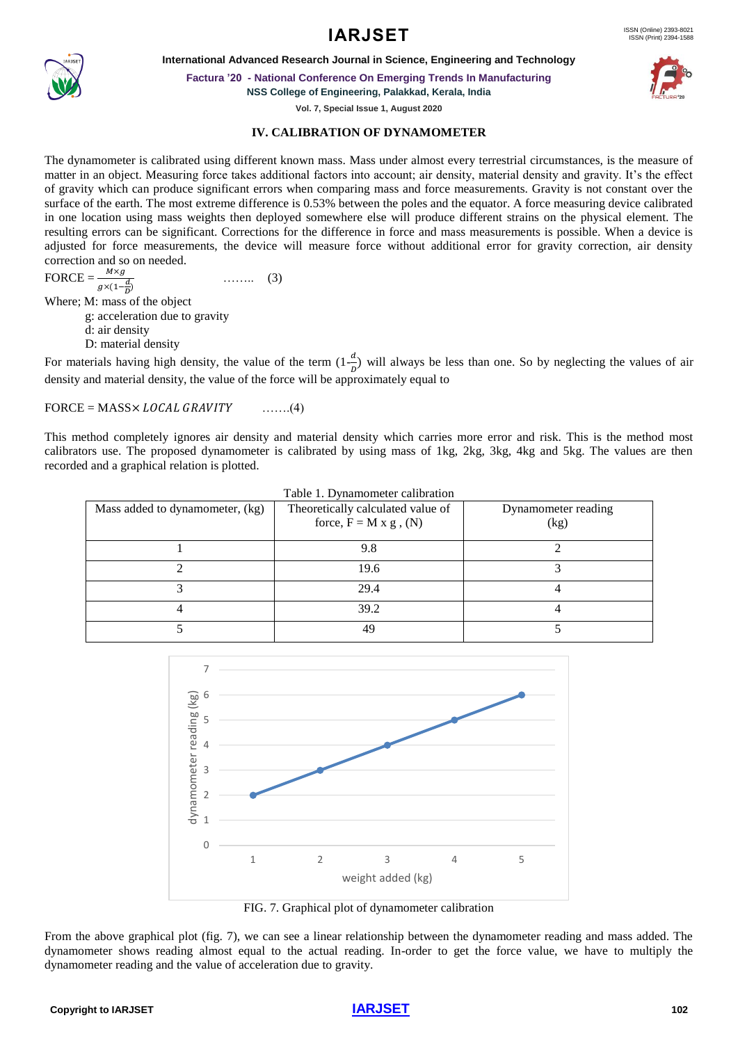## IV. CALIBRATION OF DYNAMOMETER

The dynamometer is calibrated using different known mass. Mass under almost every terrestrial circumstances, is the measure of matter in an object. Measuring force takes additional factors into account; air density, material density and gravity. It's the effect of gravity which can produce significant errors when comparing mass and force measurements. Gravity is not constant over the surface of the earth. The most extreme difference is 0.53% between the poles and the equator. A force measuring device calibrated in one location using mass weights then deployed somewhere else will produce different strains on the physical element. The resulting errors can be significant. Corrections for the difference in force and mass measurements is possible. When a device is adjusted for force measurements, the device will measure force without additional error for gravity correction, air density correction and so on needed.

$$\text{FORCE} = \frac{M \times g}{g \times (1 - \frac{d}{D})} \quad \text{........ (3)}$$

Where; M: mass of the object

g: acceleration due to gravity

d: air density

D: material density

For materials having high density, the value of the term $(1 - \frac{d}{D})$ will always be less than one. So by neglecting the values of air density and material density, the value of the force will be approximately equal to

$$\text{FORCE} = \text{MASS} \times LOCAL\ GRAVITY \quad \text{.......(4)}$$

This method completely ignores air density and material density which carries more error and risk. This is the method most calibrators use. The proposed dynamometer is calibrated by using mass of 1kg, 2kg, 3kg, 4kg and 5kg. The values are then recorded and a graphical relation is plotted.

Table 1. Dynamometer calibration

| Mass added to dynamometer, (kg) | Theoretically calculated value of force, F = M x g , (N) | Dynamometer reading (kg) |
|---|---|---|
| 1 | 9.8 | 2 |
| 2 | 19.6 | 3 |
| 3 | 29.4 | 4 |
| 4 | 39.2 | 4 |
| 5 | 49 | 5 |

FIG. 7. Graphical plot of dynamometer calibration

From the above graphical plot (fig. 7), we can see a linear relationship between the dynamometer reading and mass added. The dynamometer shows reading almost equal to the actual reading. In-order to get the force value, we have to multiply the dynamometer reading and the value of acceleration due to gravity.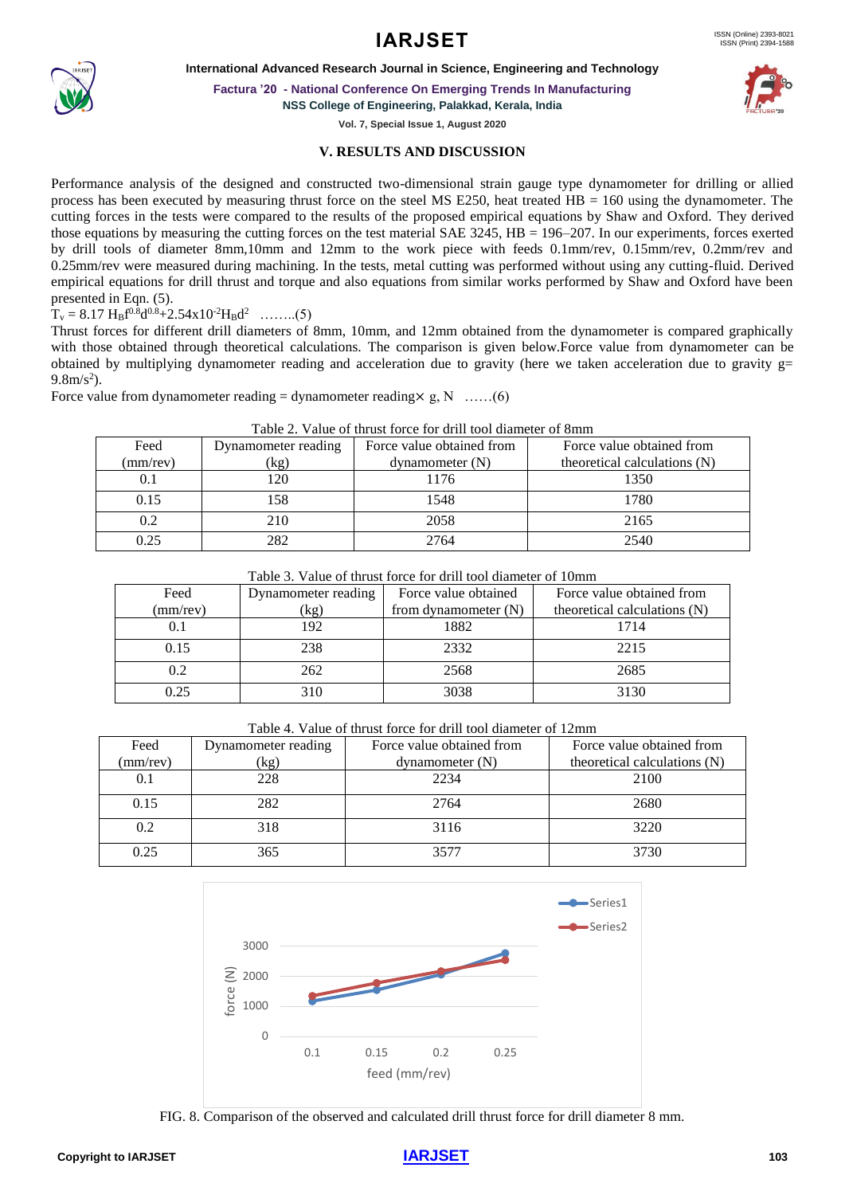## V. RESULTS AND DISCUSSION

Performance analysis of the designed and constructed two-dimensional strain gauge type dynamometer for drilling or allied process has been executed by measuring thrust force on the steel MS E250, heat treated HB = 160 using the dynamometer. The cutting forces in the tests were compared to the results of the proposed empirical equations by Shaw and Oxford. They derived those equations by measuring the cutting forces on the test material SAE 3245, HB = 196–207. In our experiments, forces exerted by drill tools of diameter 8mm,10mm and 12mm to the work piece with feeds 0.1mm/rev, 0.15mm/rev, 0.2mm/rev and 0.25mm/rev were measured during machining. In the tests, metal cutting was performed without using any cutting-fluid. Derived empirical equations for drill thrust and torque and also equations from similar works performed by Shaw and Oxford have been presented in Eqn. (5).

$T_v = 8.17\ H_B f^{0.8} d^{0.8} + 2.54 \times 10^{-2} H_B d^2$ ……..(5)

Thrust forces for different drill diameters of 8mm, 10mm, and 12mm obtained from the dynamometer is compared graphically with those obtained through theoretical calculations. The comparison is given below.Force value from dynamometer can be obtained by multiplying dynamometer reading and acceleration due to gravity (here we taken acceleration due to gravity g= $9.8 m/s^2$).

Force value from dynamometer reading = dynamometer reading$\times$ g, N ……(6)

Table 2. Value of thrust force for drill tool diameter of 8mm

| Feed (mm/rev) | Dynamometer reading (kg) | Force value obtained from dynamometer (N) | Force value obtained from theoretical calculations (N) |
|---|---|---|---|
| 0.1 | 120 | 1176 | 1350 |
| 0.15 | 158 | 1548 | 1780 |
| 0.2 | 210 | 2058 | 2165 |
| 0.25 | 282 | 2764 | 2540 |

Table 3. Value of thrust force for drill tool diameter of 10mm

| Feed (mm/rev) | Dynamometer reading (kg) | Force value obtained from dynamometer (N) | Force value obtained from theoretical calculations (N) |
|---|---|---|---|
| 0.1 | 192 | 1882 | 1714 |
| 0.15 | 238 | 2332 | 2215 |
| 0.2 | 262 | 2568 | 2685 |
| 0.25 | 310 | 3038 | 3130 |

Table 4. Value of thrust force for drill tool diameter of 12mm

| Feed (mm/rev) | Dynamometer reading (kg) | Force value obtained from dynamometer (N) | Force value obtained from theoretical calculations (N) |
|---|---|---|---|
| 0.1 | 228 | 2234 | 2100 |
| 0.15 | 282 | 2764 | 2680 |
| 0.2 | 318 | 3116 | 3220 |
| 0.25 | 365 | 3577 | 3730 |

FIG. 8. Comparison of the observed and calculated drill thrust force for drill diameter 8 mm.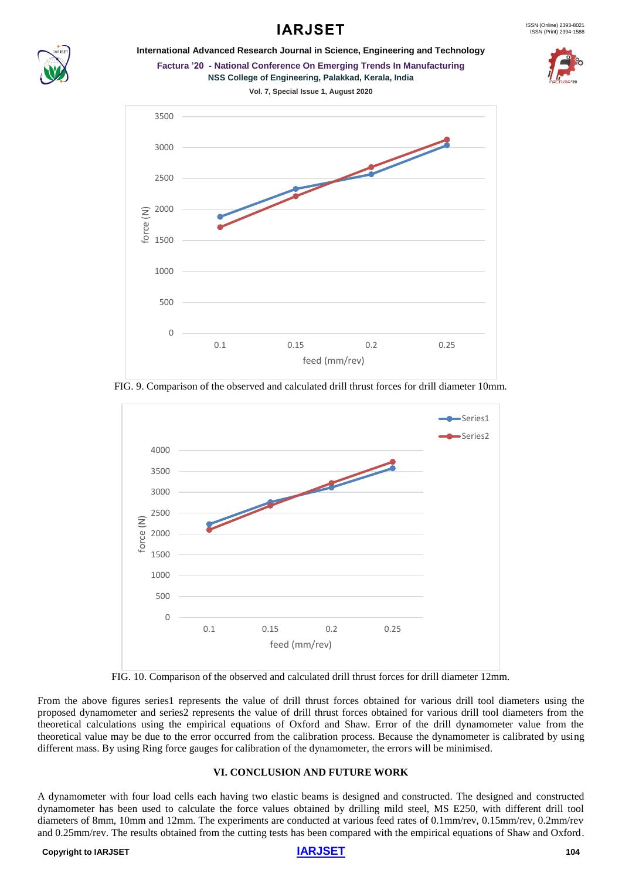FIG. 9. Comparison of the observed and calculated drill thrust forces for drill diameter 10mm.

FIG. 10. Comparison of the observed and calculated drill thrust forces for drill diameter 12mm.

From the above figures series1 represents the value of drill thrust forces obtained for various drill tool diameters using the proposed dynamometer and series2 represents the value of drill thrust forces obtained for various drill tool diameters from the theoretical calculations using the empirical equations of Oxford and Shaw. Error of the drill dynamometer value from the theoretical value may be due to the error occurred from the calibration process. Because the dynamometer is calibrated by using different mass. By using Ring force gauges for calibration of the dynamometer, the errors will be minimised.

## VI. CONCLUSION AND FUTURE WORK

A dynamometer with four load cells each having two elastic beams is designed and constructed. The designed and constructed dynamometer has been used to calculate the force values obtained by drilling mild steel, MS E250, with different drill tool diameters of 8mm, 10mm and 12mm. The experiments are conducted at various feed rates of 0.1mm/rev, 0.15mm/rev, 0.2mm/rev and 0.25mm/rev. The results obtained from the cutting tests has been compared with the empirical equations of Shaw and Oxford.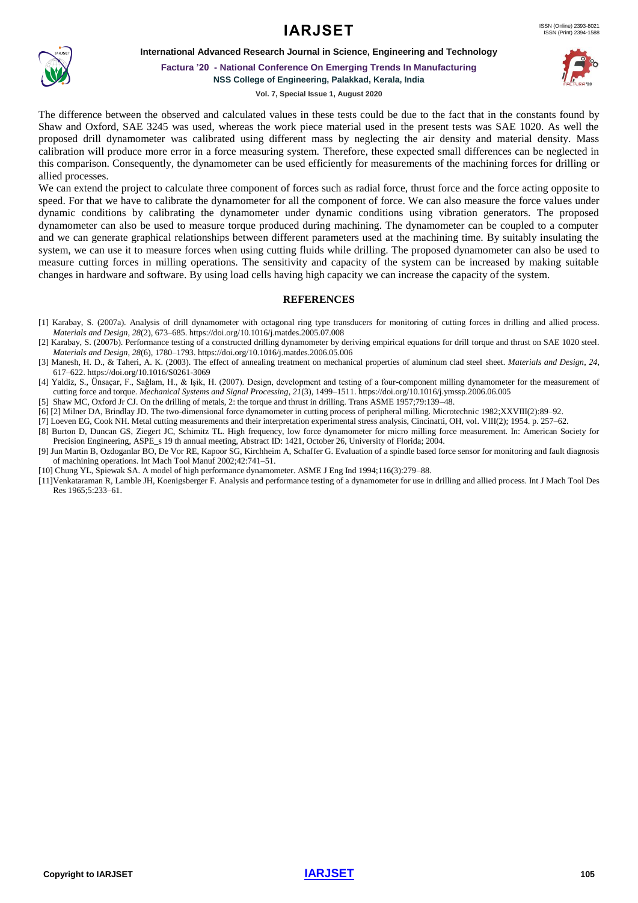The difference between the observed and calculated values in these tests could be due to the fact that in the constants found by Shaw and Oxford, SAE 3245 was used, whereas the work piece material used in the present tests was SAE 1020. As well the proposed drill dynamometer was calibrated using different mass by neglecting the air density and material density. Mass calibration will produce more error in a force measuring system. Therefore, these expected small differences can be neglected in this comparison. Consequently, the dynamometer can be used efficiently for measurements of the machining forces for drilling or allied processes.

We can extend the project to calculate three component of forces such as radial force, thrust force and the force acting opposite to speed. For that we have to calibrate the dynamometer for all the component of force. We can also measure the force values under dynamic conditions by calibrating the dynamometer under dynamic conditions using vibration generators. The proposed dynamometer can also be used to measure torque produced during machining. The dynamometer can be coupled to a computer and we can generate graphical relationships between different parameters used at the machining time. By suitably insulating the system, we can use it to measure forces when using cutting fluids while drilling. The proposed dynamometer can also be used to measure cutting forces in milling operations. The sensitivity and capacity of the system can be increased by making suitable changes in hardware and software. By using load cells having high capacity we can increase the capacity of the system.

## REFERENCES

[1] Karabay, S. (2007a). Analysis of drill dynamometer with octagonal ring type transducers for monitoring of cutting forces in drilling and allied process. *Materials and Design*, *28*(2), 673–685. https://doi.org/10.1016/j.matdes.2005.07.008

[2] Karabay, S. (2007b). Performance testing of a constructed drilling dynamometer by deriving empirical equations for drill torque and thrust on SAE 1020 steel. *Materials and Design*, *28*(6), 1780–1793. https://doi.org/10.1016/j.matdes.2006.05.006

[3] Manesh, H. D., & Taheri, A. K. (2003). The effect of annealing treatment on mechanical properties of aluminum clad steel sheet. *Materials and Design*, *24*, 617–622. https://doi.org/10.1016/S0261-3069

[4] Yaldiz, S., Ünsaçar, F., Sağlam, H., & Işik, H. (2007). Design, development and testing of a four-component milling dynamometer for the measurement of cutting force and torque. *Mechanical Systems and Signal Processing*, *21*(3), 1499–1511. https://doi.org/10.1016/j.ymssp.2006.06.005

[5] Shaw MC, Oxford Jr CJ. On the drilling of metals, 2: the torque and thrust in drilling. Trans ASME 1957;79:139–48.

[6] [2] Milner DA, Brindlay JD. The two-dimensional force dynamometer in cutting process of peripheral milling. Microtechnic 1982;XXVIII(2):89–92.

[7] Loeven EG, Cook NH. Metal cutting measurements and their interpretation experimental stress analysis, Cincinatti, OH, vol. VIII(2); 1954. p. 257–62.

[8] Burton D, Duncan GS, Ziegert JC, Schimitz TL. High frequency, low force dynamometer for micro milling force measurement. In: American Society for Precision Engineering, ASPE_s 19 th annual meeting, Abstract ID: 1421, October 26, University of Florida; 2004.

[9] Jun Martin B, Ozdoganlar BO, De Vor RE, Kapoor SG, Kirchheim A, Schaffer G. Evaluation of a spindle based force sensor for monitoring and fault diagnosis of machining operations. Int Mach Tool Manuf 2002;42:741–51.

[10] Chung YL, Spiewak SA. A model of high performance dynamometer. ASME J Eng Ind 1994;116(3):279–88.

[11]Venkataraman R, Lamble JH, Koenigsberger F. Analysis and performance testing of a dynamometer for use in drilling and allied process. Int J Mach Tool Des Res 1965;5:233–61.